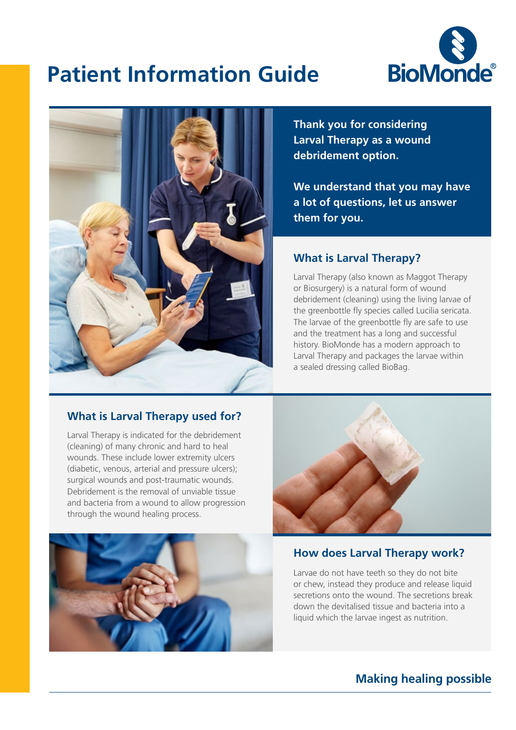# Patient Information Guide

BioMonde®

**Thank you for considering Larval Therapy as a wound debridement option.**

**We understand that you may have a lot of questions, let us answer them for you.**

## What is Larval Therapy?

Larval Therapy (also known as Maggot Therapy or Biosurgery) is a natural form of wound debridement (cleaning) using the living larvae of the greenbottle fly species called Lucilia sericata. The larvae of the greenbottle fly are safe to use and the treatment has a long and successful history. BioMonde has a modern approach to Larval Therapy and packages the larvae within a sealed dressing called BioBag.

## What is Larval Therapy used for?

Larval Therapy is indicated for the debridement (cleaning) of many chronic and hard to heal wounds. These include lower extremity ulcers (diabetic, venous, arterial and pressure ulcers); surgical wounds and post-traumatic wounds. Debridement is the removal of unviable tissue and bacteria from a wound to allow progression through the wound healing process.

## How does Larval Therapy work?

Larvae do not have teeth so they do not bite or chew, instead they produce and release liquid secretions onto the wound. The secretions break down the devitalised tissue and bacteria into a liquid which the larvae ingest as nutrition.

**Making healing possible**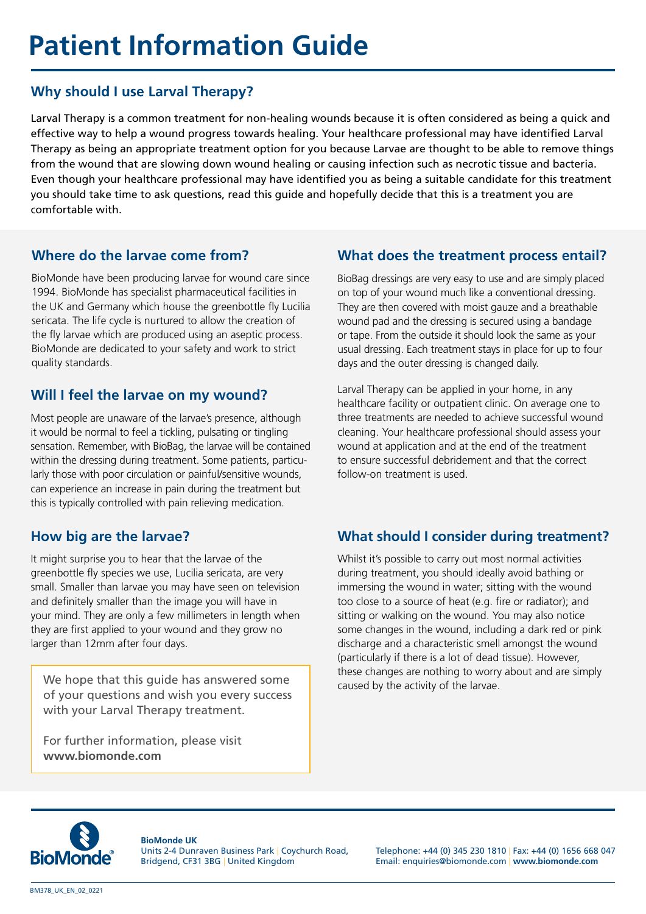# Patient Information Guide

## Why should I use Larval Therapy?

Larval Therapy is a common treatment for non-healing wounds because it is often considered as being a quick and effective way to help a wound progress towards healing. Your healthcare professional may have identified Larval Therapy as being an appropriate treatment option for you because Larvae are thought to be able to remove things from the wound that are slowing down wound healing or causing infection such as necrotic tissue and bacteria. Even though your healthcare professional may have identified you as being a suitable candidate for this treatment you should take time to ask questions, read this guide and hopefully decide that this is a treatment you are comfortable with.

### Where do the larvae come from?

BioMonde have been producing larvae for wound care since 1994. BioMonde has specialist pharmaceutical facilities in the UK and Germany which house the greenbottle fly Lucilia sericata. The life cycle is nurtured to allow the creation of the fly larvae which are produced using an aseptic process. BioMonde are dedicated to your safety and work to strict quality standards.

### Will I feel the larvae on my wound?

Most people are unaware of the larvae's presence, although it would be normal to feel a tickling, pulsating or tingling sensation. Remember, with BioBag, the larvae will be contained within the dressing during treatment. Some patients, particularly those with poor circulation or painful/sensitive wounds, can experience an increase in pain during the treatment but this is typically controlled with pain relieving medication.

### How big are the larvae?

It might surprise you to hear that the larvae of the greenbottle fly species we use, Lucilia sericata, are very small. Smaller than larvae you may have seen on television and definitely smaller than the image you will have in your mind. They are only a few millimeters in length when they are first applied to your wound and they grow no larger than 12mm after four days.

We hope that this guide has answered some of your questions and wish you every success with your Larval Therapy treatment.

For further information, please visit **www.biomonde.com**

### What does the treatment process entail?

BioBag dressings are very easy to use and are simply placed on top of your wound much like a conventional dressing. They are then covered with moist gauze and a breathable wound pad and the dressing is secured using a bandage or tape. From the outside it should look the same as your usual dressing. Each treatment stays in place for up to four days and the outer dressing is changed daily.

Larval Therapy can be applied in your home, in any healthcare facility or outpatient clinic. On average one to three treatments are needed to achieve successful wound cleaning. Your healthcare professional should assess your wound at application and at the end of the treatment to ensure successful debridement and that the correct follow-on treatment is used.

### What should I consider during treatment?

Whilst it's possible to carry out most normal activities during treatment, you should ideally avoid bathing or immersing the wound in water; sitting with the wound too close to a source of heat (e.g. fire or radiator); and sitting or walking on the wound. You may also notice some changes in the wound, including a dark red or pink discharge and a characteristic smell amongst the wound (particularly if there is a lot of dead tissue). However, these changes are nothing to worry about and are simply caused by the activity of the larvae.

**BioMonde UK**
Units 2-4 Dunraven Business Park | Coychurch Road, Bridgend, CF31 3BG | United Kingdom

Telephone: +44 (0) 345 230 1810 | Fax: +44 (0) 1656 668 047
Email: enquiries@biomonde.com | **www.biomonde.com**

BM378_UK_EN_02_0221